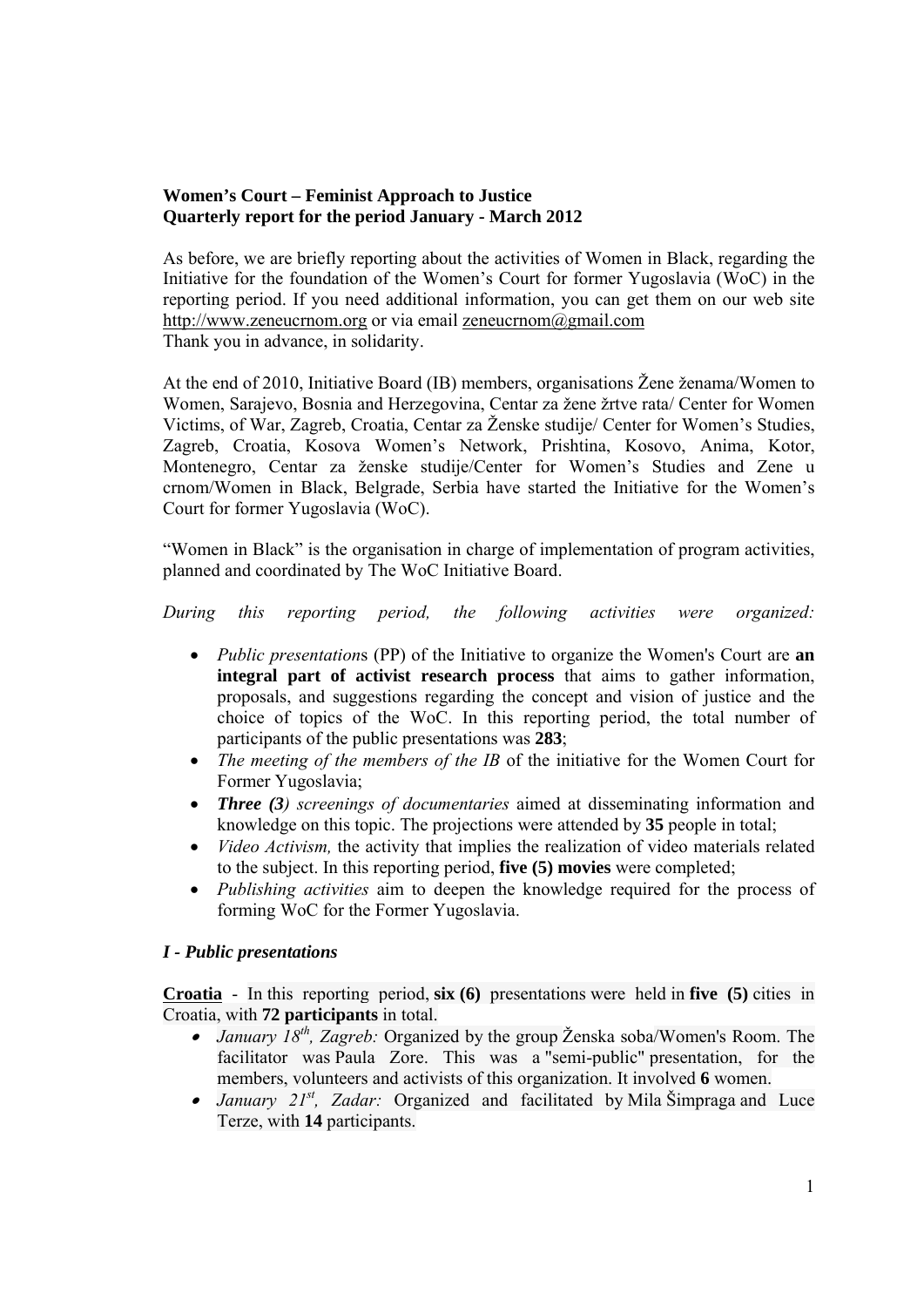**Women's Court – Feminist Approach to Justice**
**Quarterly report for the period January - March 2012**

As before, we are briefly reporting about the activities of Women in Black, regarding the Initiative for the foundation of the Women's Court for former Yugoslavia (WoC) in the reporting period. If you need additional information, you can get them on our web site http://www.zeneucrnom.org or via email zeneucrnom@gmail.com
Thank you in advance, in solidarity.

At the end of 2010, Initiative Board (IB) members, organisations Žene ženama/Women to Women, Sarajevo, Bosnia and Herzegovina, Centar za žene žrtve rata/ Center for Women Victims, of War, Zagreb, Croatia, Centar za Ženske studije/ Center for Women's Studies, Zagreb, Croatia, Kosova Women's Network, Prishtina, Kosovo, Anima, Kotor, Montenegro, Centar za ženske studije/Center for Women's Studies and Zene u crnom/Women in Black, Belgrade, Serbia have started the Initiative for the Women's Court for former Yugoslavia (WoC).

"Women in Black" is the organisation in charge of implementation of program activities, planned and coordinated by The WoC Initiative Board.

*During this reporting period, the following activities were organized:*

- *Public presentation*s (PP) of the Initiative to organize the Women's Court are **an integral part of activist research process** that aims to gather information, proposals, and suggestions regarding the concept and vision of justice and the choice of topics of the WoC. In this reporting period, the total number of participants of the public presentations was **283**;
- *The meeting of the members of the IB* of the initiative for the Women Court for Former Yugoslavia;
- ***Three (3****) screenings of documentaries* aimed at disseminating information and knowledge on this topic. The projections were attended by **35** people in total;
- *Video Activism,* the activity that implies the realization of video materials related to the subject. In this reporting period, **five (5) movies** were completed;
- *Publishing activities* aim to deepen the knowledge required for the process of forming WoC for the Former Yugoslavia.

### *I - Public presentations*

**Croatia** - In this reporting period, **six (6)** presentations were held in **five (5)** cities in Croatia, with **72 participants** in total.

- *January 18th, Zagreb:* Organized by the group Ženska soba/Women's Room. The facilitator was Paula Zore. This was a "semi-public" presentation, for the members, volunteers and activists of this organization. It involved **6** women.
- *January 21st, Zadar:* Organized and facilitated by Mila Šimpraga and Luce Terze, with **14** participants.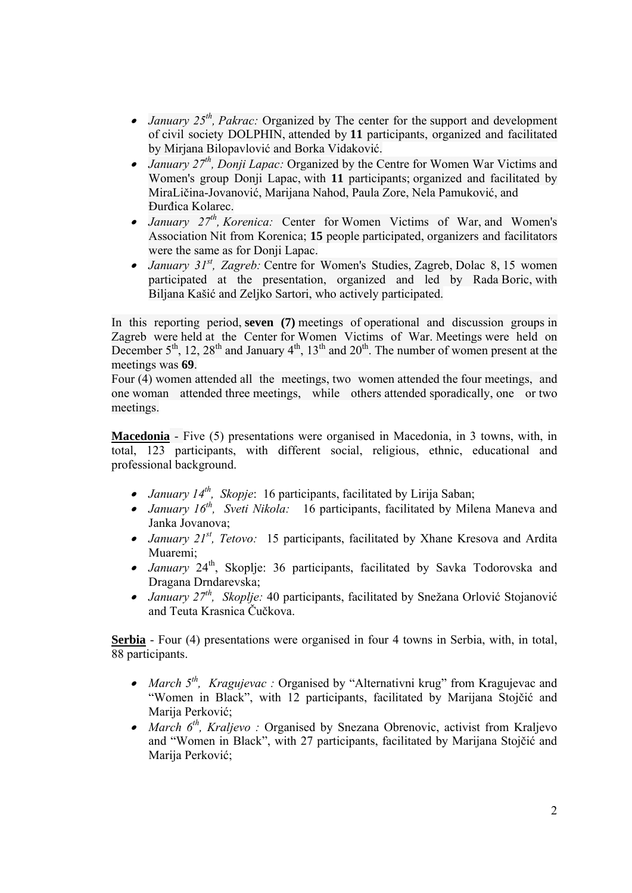- *January 25th, Pakrac:* Organized by The center for the support and development of civil society DOLPHIN, attended by **11** participants, organized and facilitated by Mirjana Bilopavlović and Borka Vidaković.
- *January 27th, Donji Lapac:* Organized by the Centre for Women War Victims and Women's group Donji Lapac, with **11** participants; organized and facilitated by MiraLičina-Jovanović, Marijana Nahod, Paula Zore, Nela Pamuković, and Đurđica Kolarec.
- *January 27th, Korenica:* Center for Women Victims of War, and Women's Association Nit from Korenica; **15** people participated, organizers and facilitators were the same as for Donji Lapac.
- *January 31st, Zagreb:* Centre for Women's Studies, Zagreb, Dolac 8, 15 women participated at the presentation, organized and led by Rada Boric, with Biljana Kašić and Zeljko Sartori, who actively participated.

In this reporting period, **seven (7)** meetings of operational and discussion groups in Zagreb were held at the Center for Women Victims of War. Meetings were held on December 5th, 12, 28th and January 4th, 13th and 20th. The number of women present at the meetings was **69**.
Four (4) women attended all the meetings, two women attended the four meetings, and one woman attended three meetings, while others attended sporadically, one or two meetings.

**Macedonia** - Five (5) presentations were organised in Macedonia, in 3 towns, with, in total, 123 participants, with different social, religious, ethnic, educational and professional background.

- *January 14th, Skopje*: 16 participants, facilitated by Lirija Saban;
- *January 16th, Sveti Nikola:* 16 participants, facilitated by Milena Maneva and Janka Jovanova;
- *January 21st, Tetovo:* 15 participants, facilitated by Xhane Kresova and Ardita Muaremi;
- *January* 24th, Skoplje: 36 participants, facilitated by Savka Todorovska and Dragana Drndarevska;
- *January 27th, Skoplje:* 40 participants, facilitated by Snežana Orlović Stojanović and Teuta Krasnica Čučkova.

**Serbia** - Four (4) presentations were organised in four 4 towns in Serbia, with, in total, 88 participants.

- *March 5th, Kragujevac :* Organised by "Alternativni krug" from Kragujevac and "Women in Black", with 12 participants, facilitated by Marijana Stojčić and Marija Perković;
- *March 6th, Kraljevo :* Organised by Snezana Obrenovic, activist from Kraljevo and "Women in Black", with 27 participants, facilitated by Marijana Stojčić and Marija Perković;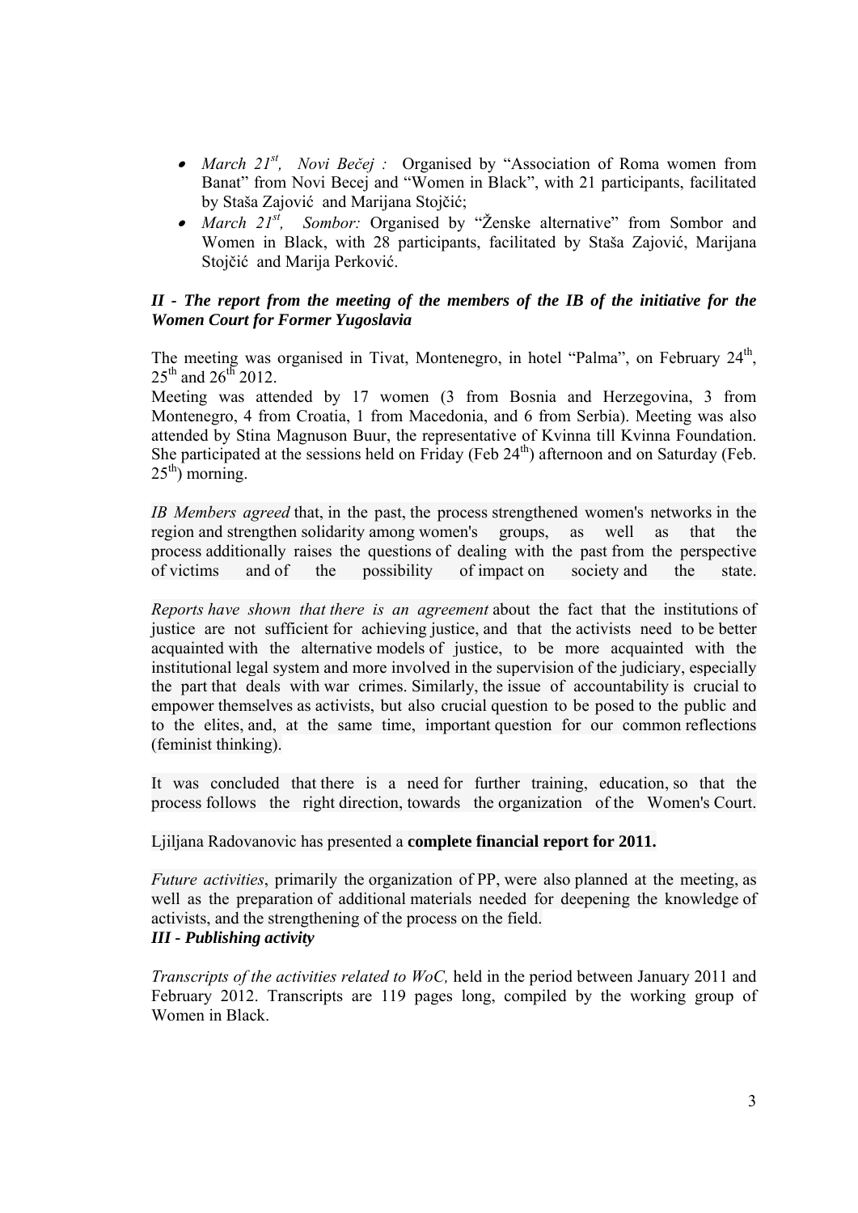- *March 21st, Novi Bečej :* Organised by "Association of Roma women from Banat" from Novi Becej and "Women in Black", with 21 participants, facilitated by Staša Zajović and Marijana Stojčić;
- *March 21st, Sombor:* Organised by "Ženske alternative" from Sombor and Women in Black, with 28 participants, facilitated by Staša Zajović, Marijana Stojčić and Marija Perković.

### *II - The report from the meeting of the members of the IB of the initiative for the Women Court for Former Yugoslavia*

The meeting was organised in Tivat, Montenegro, in hotel "Palma", on February 24th, 25th and 26th 2012.
Meeting was attended by 17 women (3 from Bosnia and Herzegovina, 3 from Montenegro, 4 from Croatia, 1 from Macedonia, and 6 from Serbia). Meeting was also attended by Stina Magnuson Buur, the representative of Kvinna till Kvinna Foundation. She participated at the sessions held on Friday (Feb 24th) afternoon and on Saturday (Feb. 25th) morning.

*IB Members agreed* that, in the past, the process strengthened women's networks in the region and strengthen solidarity among women's groups, as well as that the process additionally raises the questions of dealing with the past from the perspective of victims and of the possibility of impact on society and the state.

*Reports have shown that there is an agreement* about the fact that the institutions of justice are not sufficient for achieving justice, and that the activists need to be better acquainted with the alternative models of justice, to be more acquainted with the institutional legal system and more involved in the supervision of the judiciary, especially the part that deals with war crimes. Similarly, the issue of accountability is crucial to empower themselves as activists, but also crucial question to be posed to the public and to the elites, and, at the same time, important question for our common reflections (feminist thinking).

It was concluded that there is a need for further training, education, so that the process follows the right direction, towards the organization of the Women's Court.

Ljiljana Radovanovic has presented a **complete financial report for 2011.**

*Future activities*, primarily the organization of PP, were also planned at the meeting, as well as the preparation of additional materials needed for deepening the knowledge of activists, and the strengthening of the process on the field.

### *III - Publishing activity*

*Transcripts of the activities related to WoC,* held in the period between January 2011 and February 2012. Transcripts are 119 pages long, compiled by the working group of Women in Black.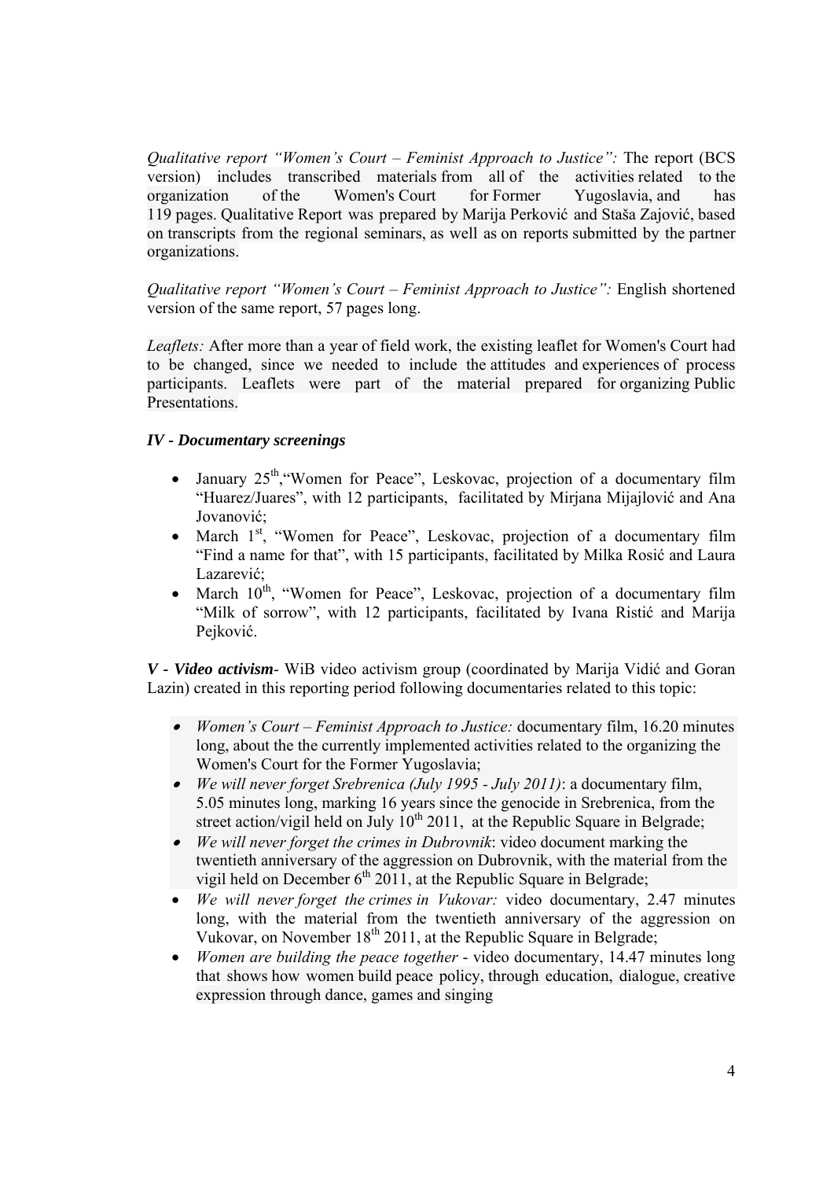*Qualitative report "Women's Court – Feminist Approach to Justice":* The report (BCS version) includes transcribed materials from all of the activities related to the organization of the Women's Court for Former Yugoslavia, and has 119 pages. Qualitative Report was prepared by Marija Perković and Staša Zajović, based on transcripts from the regional seminars, as well as on reports submitted by the partner organizations.

*Qualitative report "Women's Court – Feminist Approach to Justice":* English shortened version of the same report, 57 pages long.

*Leaflets:* After more than a year of field work, the existing leaflet for Women's Court had to be changed, since we needed to include the attitudes and experiences of process participants. Leaflets were part of the material prepared for organizing Public Presentations.

***IV - Documentary screenings***

- January 25th,"Women for Peace", Leskovac, projection of a documentary film "Huarez/Juares", with 12 participants, facilitated by Mirjana Mijajlović and Ana Jovanović;
- March 1st, "Women for Peace", Leskovac, projection of a documentary film "Find a name for that", with 15 participants, facilitated by Milka Rosić and Laura Lazarević;
- March 10th, "Women for Peace", Leskovac, projection of a documentary film "Milk of sorrow", with 12 participants, facilitated by Ivana Ristić and Marija Pejković.

***V - Video activism***- WiB video activism group (coordinated by Marija Vidić and Goran Lazin) created in this reporting period following documentaries related to this topic:

- *Women's Court – Feminist Approach to Justice:* documentary film, 16.20 minutes long, about the the currently implemented activities related to the organizing the Women's Court for the Former Yugoslavia;
- *We will never forget Srebrenica (July 1995 - July 2011)*: a documentary film, 5.05 minutes long, marking 16 years since the genocide in Srebrenica, from the street action/vigil held on July 10th 2011, at the Republic Square in Belgrade;
- *We will never forget the crimes in Dubrovnik*: video document marking the twentieth anniversary of the aggression on Dubrovnik, with the material from the vigil held on December 6th 2011, at the Republic Square in Belgrade;
- *We will never forget the crimes in Vukovar:* video documentary, 2.47 minutes long, with the material from the twentieth anniversary of the aggression on Vukovar, on November 18th 2011, at the Republic Square in Belgrade;
- *Women are building the peace together* - video documentary, 14.47 minutes long that shows how women build peace policy, through education, dialogue, creative expression through dance, games and singing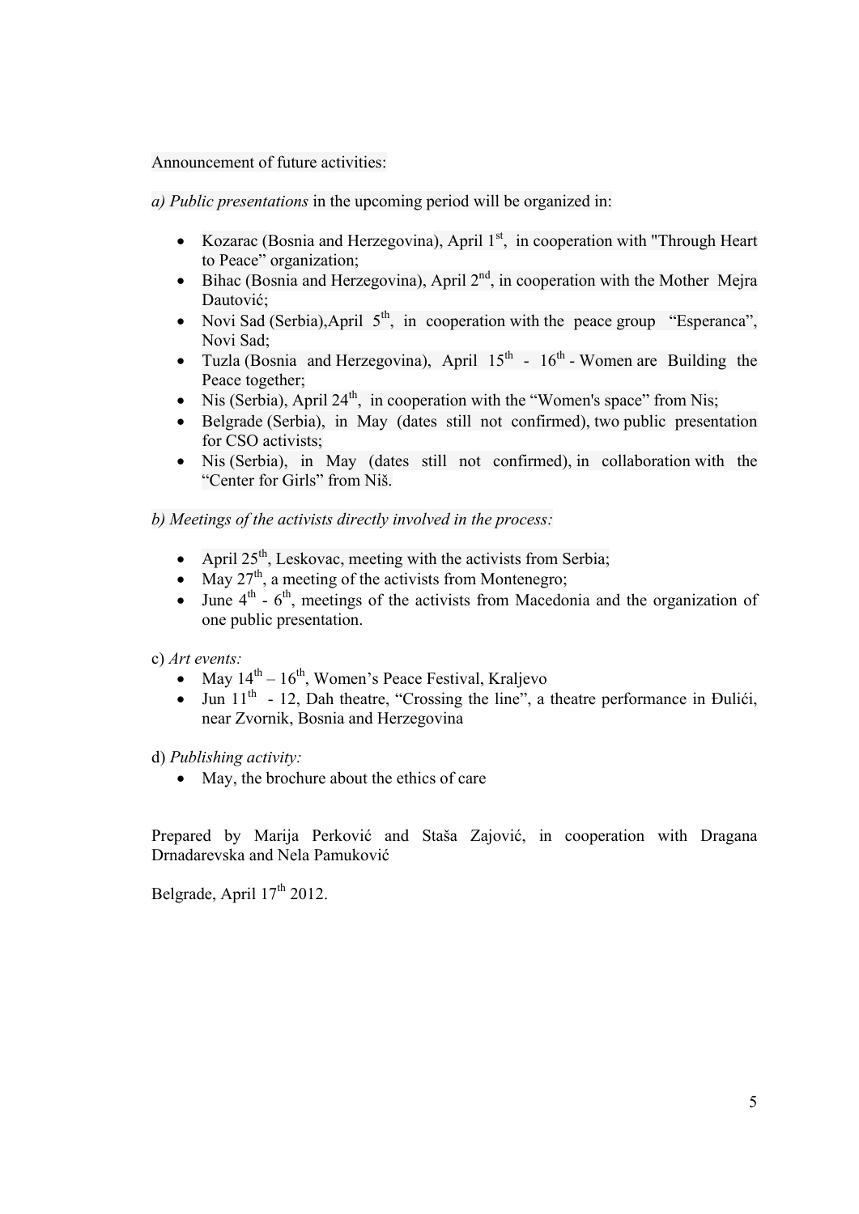Announcement of future activities:

*a) Public presentations* in the upcoming period will be organized in:

- Kozarac (Bosnia and Herzegovina), April 1st, in cooperation with "Through Heart to Peace" organization;
- Bihac (Bosnia and Herzegovina), April 2nd, in cooperation with the Mother Mejra Dautović;
- Novi Sad (Serbia),April 5th, in cooperation with the peace group "Esperanca", Novi Sad;
- Tuzla (Bosnia and Herzegovina), April 15th - 16th - Women are Building the Peace together;
- Nis (Serbia), April 24th, in cooperation with the "Women's space" from Nis;
- Belgrade (Serbia), in May (dates still not confirmed), two public presentation for CSO activists;
- Nis (Serbia), in May (dates still not confirmed), in collaboration with the "Center for Girls" from Niš.

*b) Meetings of the activists directly involved in the process:*

- April 25th, Leskovac, meeting with the activists from Serbia;
- May 27th, a meeting of the activists from Montenegro;
- June 4th - 6th, meetings of the activists from Macedonia and the organization of one public presentation.

c) *Art events:*

- May 14th – 16th, Women's Peace Festival, Kraljevo
- Jun 11th - 12, Dah theatre, "Crossing the line", a theatre performance in Đulići, near Zvornik, Bosnia and Herzegovina

d) *Publishing activity:*

- May, the brochure about the ethics of care

Prepared by Marija Perković and Staša Zajović, in cooperation with Dragana Drnadarevska and Nela Pamuković

Belgrade, April 17th 2012.